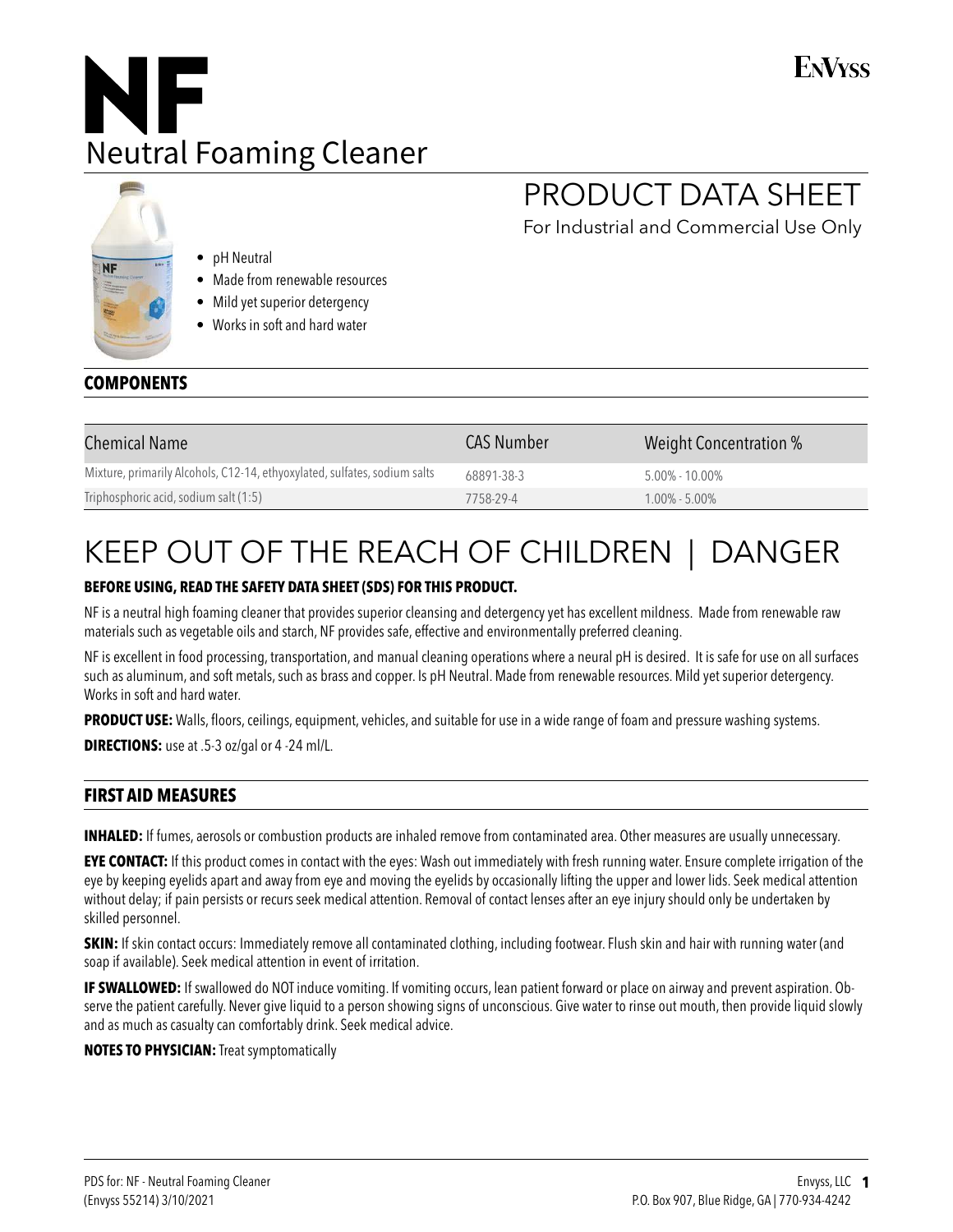# NF

Neutral Foaming Cleaner

ENVYSS

## PRODUCT DATA SHEET

For Industrial and Commercial Use Only

- pH Neutral
- Made from renewable resources
- Mild yet superior detergency
- Works in soft and hard water

## COMPONENTS

| Chemical Name | CAS Number | Weight Concentration % |
|---|---|---|
| Mixture, primarily Alcohols, C12-14, ethyoxylated, sulfates, sodium salts | 68891-38-3 | 5.00% - 10.00% |
| Triphosphoric acid, sodium salt (1:5) | 7758-29-4 | 1.00% - 5.00% |

# KEEP OUT OF THE REACH OF CHILDREN | DANGER

**BEFORE USING, READ THE SAFETY DATA SHEET (SDS) FOR THIS PRODUCT.**

NF is a neutral high foaming cleaner that provides superior cleansing and detergency yet has excellent mildness. Made from renewable raw materials such as vegetable oils and starch, NF provides safe, effective and environmentally preferred cleaning.

NF is excellent in food processing, transportation, and manual cleaning operations where a neural pH is desired. It is safe for use on all surfaces such as aluminum, and soft metals, such as brass and copper. Is pH Neutral. Made from renewable resources. Mild yet superior detergency. Works in soft and hard water.

**PRODUCT USE:** Walls, floors, ceilings, equipment, vehicles, and suitable for use in a wide range of foam and pressure washing systems.

**DIRECTIONS:** use at .5-3 oz/gal or 4 -24 ml/L.

## FIRST AID MEASURES

**INHALED:** If fumes, aerosols or combustion products are inhaled remove from contaminated area. Other measures are usually unnecessary.

**EYE CONTACT:** If this product comes in contact with the eyes: Wash out immediately with fresh running water. Ensure complete irrigation of the eye by keeping eyelids apart and away from eye and moving the eyelids by occasionally lifting the upper and lower lids. Seek medical attention without delay; if pain persists or recurs seek medical attention. Removal of contact lenses after an eye injury should only be undertaken by skilled personnel.

**SKIN:** If skin contact occurs: Immediately remove all contaminated clothing, including footwear. Flush skin and hair with running water (and soap if available). Seek medical attention in event of irritation.

**IF SWALLOWED:** If swallowed do NOT induce vomiting. If vomiting occurs, lean patient forward or place on airway and prevent aspiration. Observe the patient carefully. Never give liquid to a person showing signs of unconscious. Give water to rinse out mouth, then provide liquid slowly and as much as casualty can comfortably drink. Seek medical advice.

**NOTES TO PHYSICIAN:** Treat symptomatically

PDS for: NF - Neutral Foaming Cleaner
(Envyss 55214) 3/10/2021

Envyss, LLC
P.O. Box 907, Blue Ridge, GA | 770-934-4242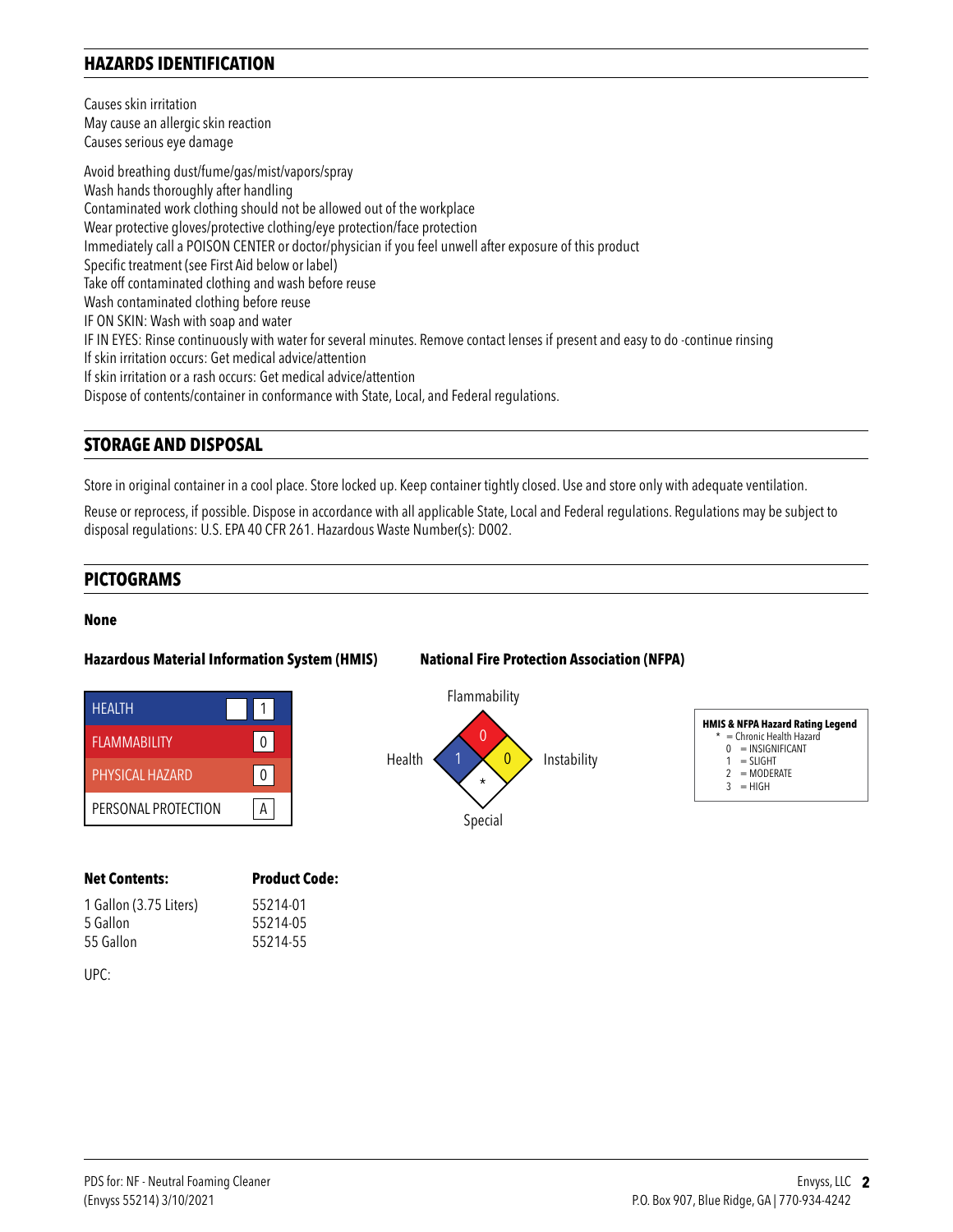## HAZARDS IDENTIFICATION

Causes skin irritation
May cause an allergic skin reaction
Causes serious eye damage

Avoid breathing dust/fume/gas/mist/vapors/spray
Wash hands thoroughly after handling
Contaminated work clothing should not be allowed out of the workplace
Wear protective gloves/protective clothing/eye protection/face protection
Immediately call a POISON CENTER or doctor/physician if you feel unwell after exposure of this product
Specific treatment (see First Aid below or label)
Take off contaminated clothing and wash before reuse
Wash contaminated clothing before reuse
IF ON SKIN: Wash with soap and water
IF IN EYES: Rinse continuously with water for several minutes. Remove contact lenses if present and easy to do -continue rinsing
If skin irritation occurs: Get medical advice/attention
If skin irritation or a rash occurs: Get medical advice/attention
Dispose of contents/container in conformance with State, Local, and Federal regulations.

## STORAGE AND DISPOSAL

Store in original container in a cool place. Store locked up. Keep container tightly closed. Use and store only with adequate ventilation.

Reuse or reprocess, if possible. Dispose in accordance with all applicable State, Local and Federal regulations. Regulations may be subject to disposal regulations: U.S. EPA 40 CFR 261. Hazardous Waste Number(s): D002.

## PICTOGRAMS

**None**

**Hazardous Material Information System (HMIS)**

| | |
|---|---|
| HEALTH | 1 |
| FLAMMABILITY | 0 |
| PHYSICAL HAZARD | 0 |
| PERSONAL PROTECTION | A |

**National Fire Protection Association (NFPA)**

Flammability
0
Health
1
Instability
0
*
Special

**HMIS & NFPA Hazard Rating Legend**

- * = Chronic Health Hazard
- 0 = INSIGNIFICANT
- 1 = SLIGHT
- 2 = MODERATE
- 3 = HIGH

| **Net Contents:** | **Product Code:** |
|---|---|
| 1 Gallon (3.75 Liters) | 55214-01 |
| 5 Gallon | 55214-05 |
| 55 Gallon | 55214-55 |

UPC: